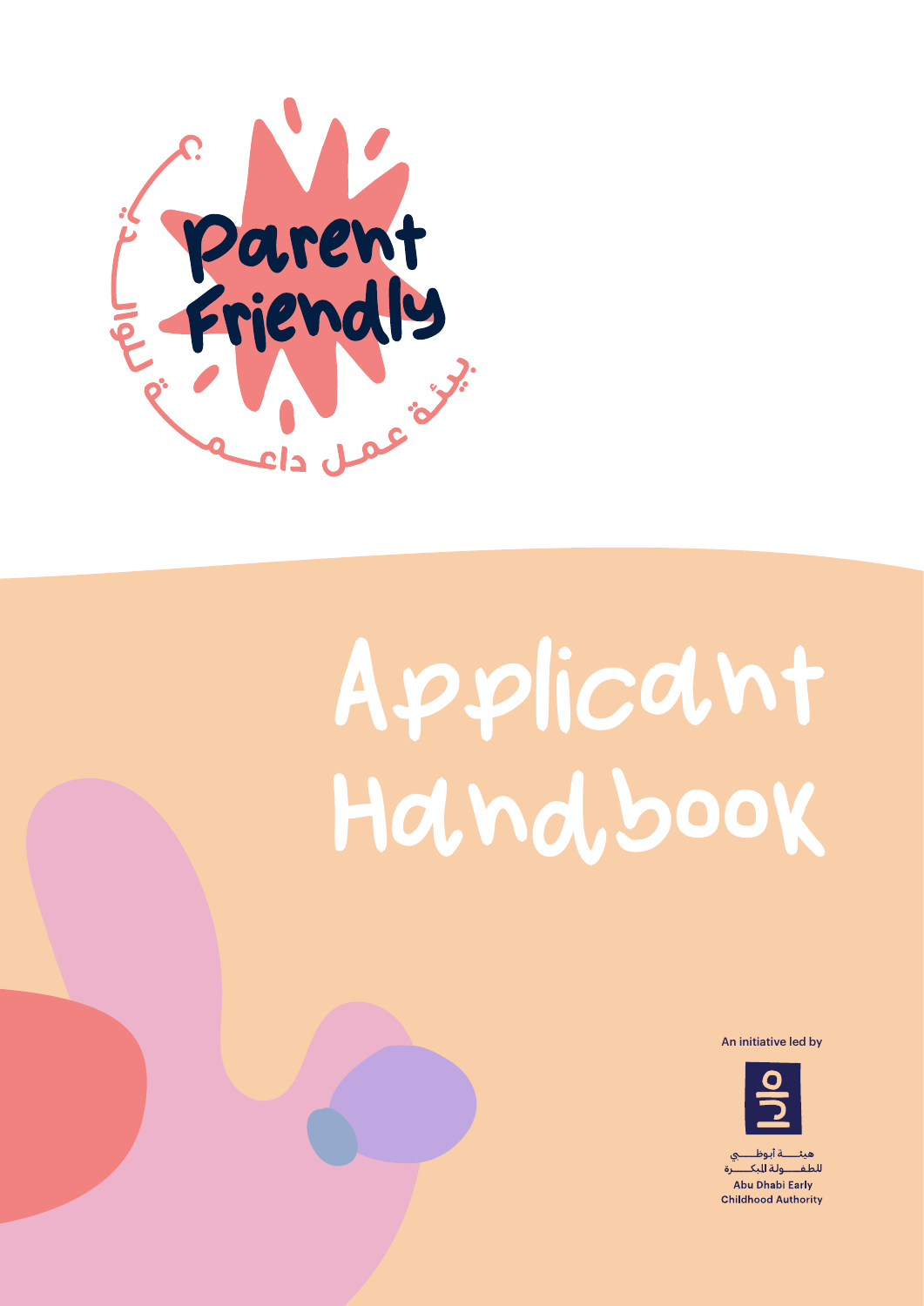# Parent Friendly

بيئة عمل داعمة للوالدين

# Applicant Handbook

An initiative led by

هيئة أبوظبي للطفولة المبكرة

Abu Dhabi Early Childhood Authority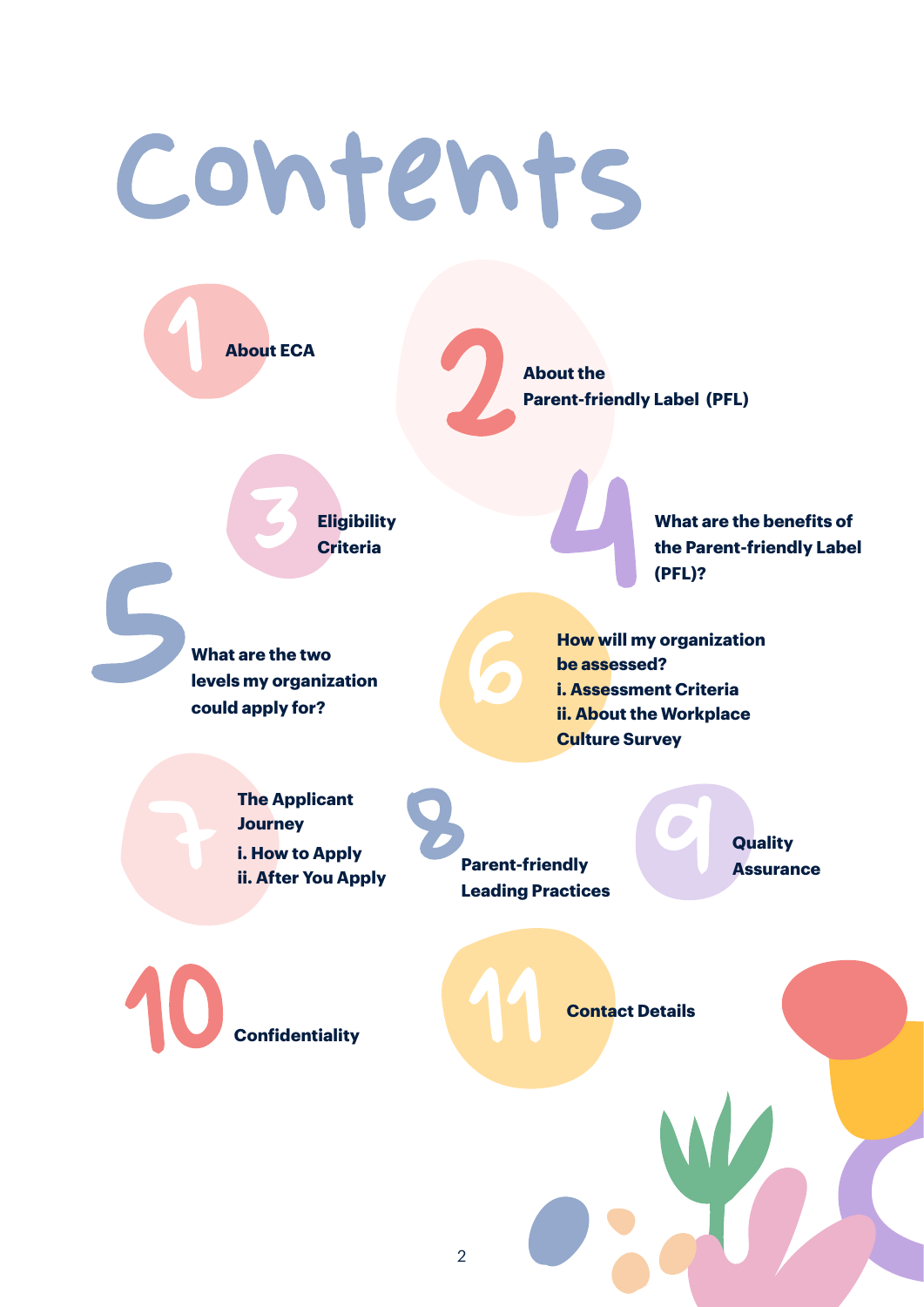# Contents

1. About ECA
2. About the Parent-friendly Label (PFL)
3. Eligibility Criteria
4. What are the benefits of the Parent-friendly Label (PFL)?
5. What are the two levels my organization could apply for?
6. How will my organization be assessed?
   - i. Assessment Criteria
   - ii. About the Workplace Culture Survey
7. The Applicant Journey
   - i. How to Apply
   - ii. After You Apply
8. Parent-friendly Leading Practices
9. Quality Assurance
10. Confidentiality
11. Contact Details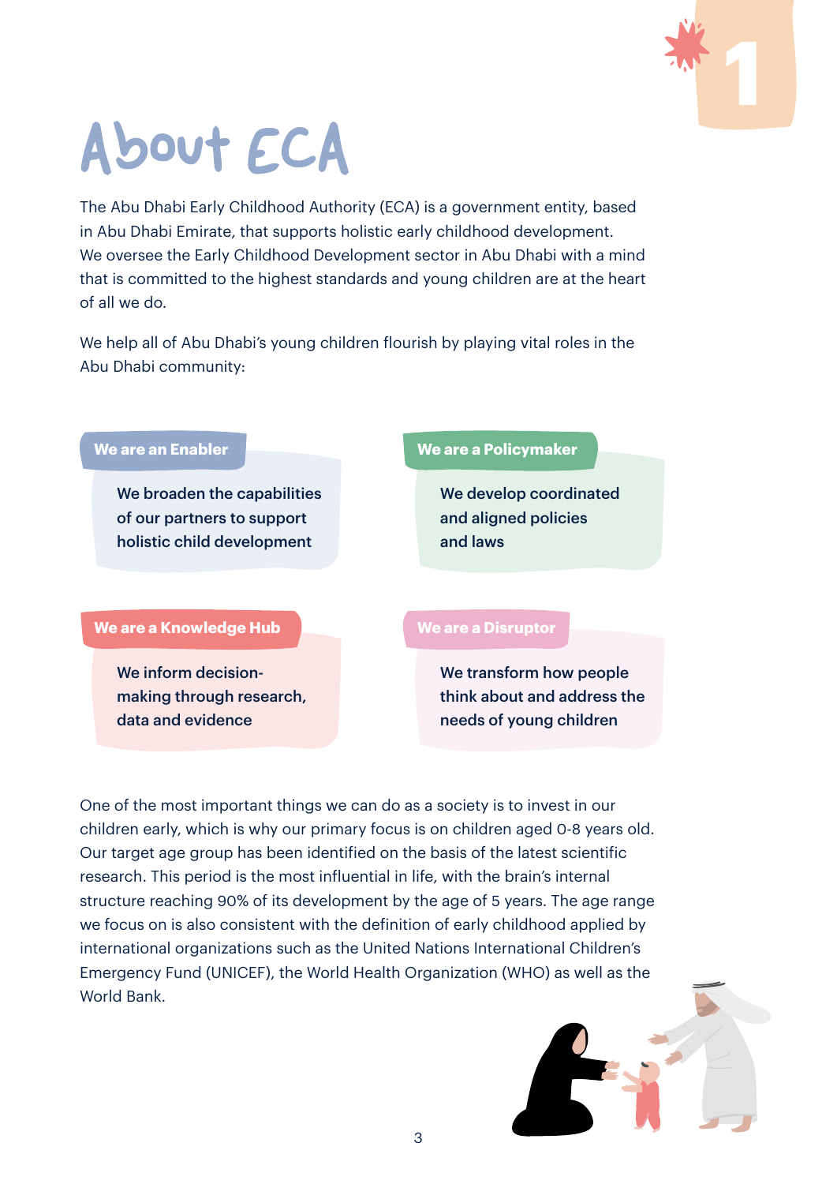# About ECA

The Abu Dhabi Early Childhood Authority (ECA) is a government entity, based in Abu Dhabi Emirate, that supports holistic early childhood development. We oversee the Early Childhood Development sector in Abu Dhabi with a mind that is committed to the highest standards and young children are at the heart of all we do.

We help all of Abu Dhabi's young children flourish by playing vital roles in the Abu Dhabi community:

**We are an Enabler**

We broaden the capabilities of our partners to support holistic child development

**We are a Policymaker**

We develop coordinated and aligned policies and laws

**We are a Knowledge Hub**

We inform decision-making through research, data and evidence

**We are a Disruptor**

We transform how people think about and address the needs of young children

One of the most important things we can do as a society is to invest in our children early, which is why our primary focus is on children aged 0-8 years old. Our target age group has been identified on the basis of the latest scientific research. This period is the most influential in life, with the brain's internal structure reaching 90% of its development by the age of 5 years. The age range we focus on is also consistent with the definition of early childhood applied by international organizations such as the United Nations International Children's Emergency Fund (UNICEF), the World Health Organization (WHO) as well as the World Bank.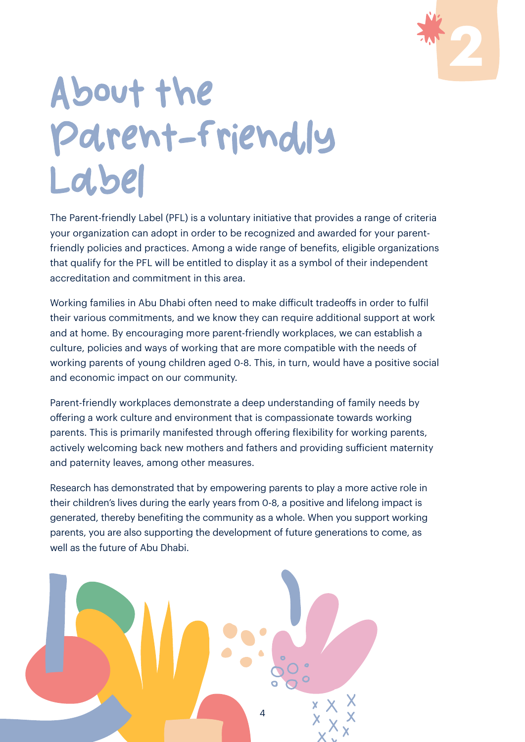# About the Parent-friendly Label

The Parent-friendly Label (PFL) is a voluntary initiative that provides a range of criteria your organization can adopt in order to be recognized and awarded for your parent-friendly policies and practices. Among a wide range of benefits, eligible organizations that qualify for the PFL will be entitled to display it as a symbol of their independent accreditation and commitment in this area.

Working families in Abu Dhabi often need to make difficult tradeoffs in order to fulfil their various commitments, and we know they can require additional support at work and at home. By encouraging more parent-friendly workplaces, we can establish a culture, policies and ways of working that are more compatible with the needs of working parents of young children aged 0-8. This, in turn, would have a positive social and economic impact on our community.

Parent-friendly workplaces demonstrate a deep understanding of family needs by offering a work culture and environment that is compassionate towards working parents. This is primarily manifested through offering flexibility for working parents, actively welcoming back new mothers and fathers and providing sufficient maternity and paternity leaves, among other measures.

Research has demonstrated that by empowering parents to play a more active role in their children's lives during the early years from 0-8, a positive and lifelong impact is generated, thereby benefiting the community as a whole. When you support working parents, you are also supporting the development of future generations to come, as well as the future of Abu Dhabi.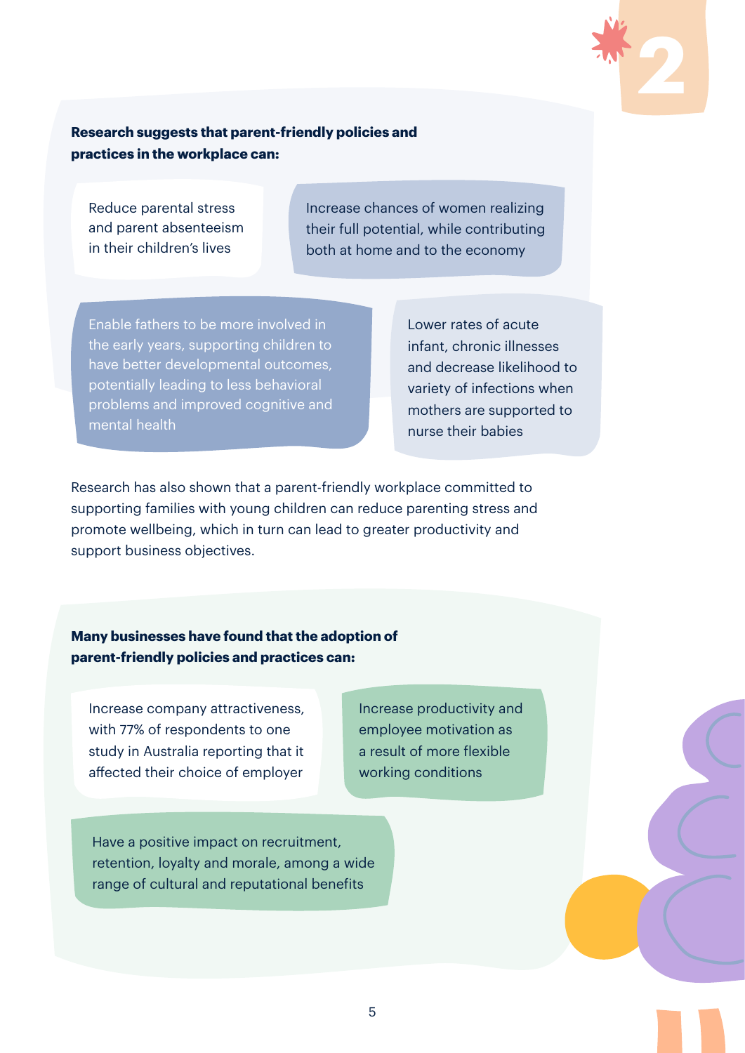**Research suggests that parent-friendly policies and practices in the workplace can:**

- Reduce parental stress and parent absenteeism in their children's lives
- Increase chances of women realizing their full potential, while contributing both at home and to the economy
- Enable fathers to be more involved in the early years, supporting children to have better developmental outcomes, potentially leading to less behavioral problems and improved cognitive and mental health
- Lower rates of acute infant, chronic illnesses and decrease likelihood to variety of infections when mothers are supported to nurse their babies

Research has also shown that a parent-friendly workplace committed to supporting families with young children can reduce parenting stress and promote wellbeing, which in turn can lead to greater productivity and support business objectives.

**Many businesses have found that the adoption of parent-friendly policies and practices can:**

- Increase company attractiveness, with 77% of respondents to one study in Australia reporting that it affected their choice of employer
- Increase productivity and employee motivation as a result of more flexible working conditions
- Have a positive impact on recruitment, retention, loyalty and morale, among a wide range of cultural and reputational benefits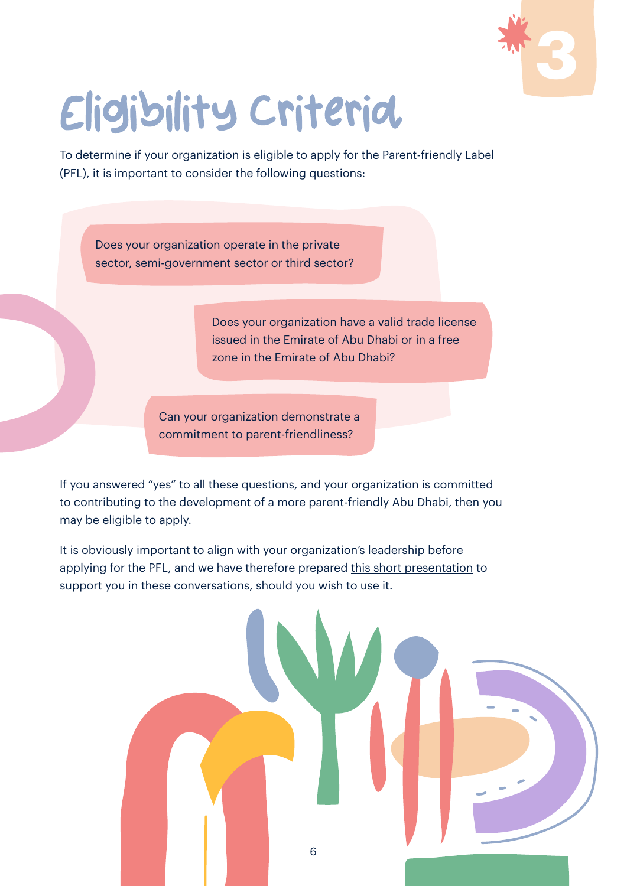# Eligibility Criteria

To determine if your organization is eligible to apply for the Parent-friendly Label (PFL), it is important to consider the following questions:

- Does your organization operate in the private sector, semi-government sector or third sector?
- Does your organization have a valid trade license issued in the Emirate of Abu Dhabi or in a free zone in the Emirate of Abu Dhabi?
- Can your organization demonstrate a commitment to parent-friendliness?

If you answered "yes" to all these questions, and your organization is committed to contributing to the development of a more parent-friendly Abu Dhabi, then you may be eligible to apply.

It is obviously important to align with your organization's leadership before applying for the PFL, and we have therefore prepared this short presentation to support you in these conversations, should you wish to use it.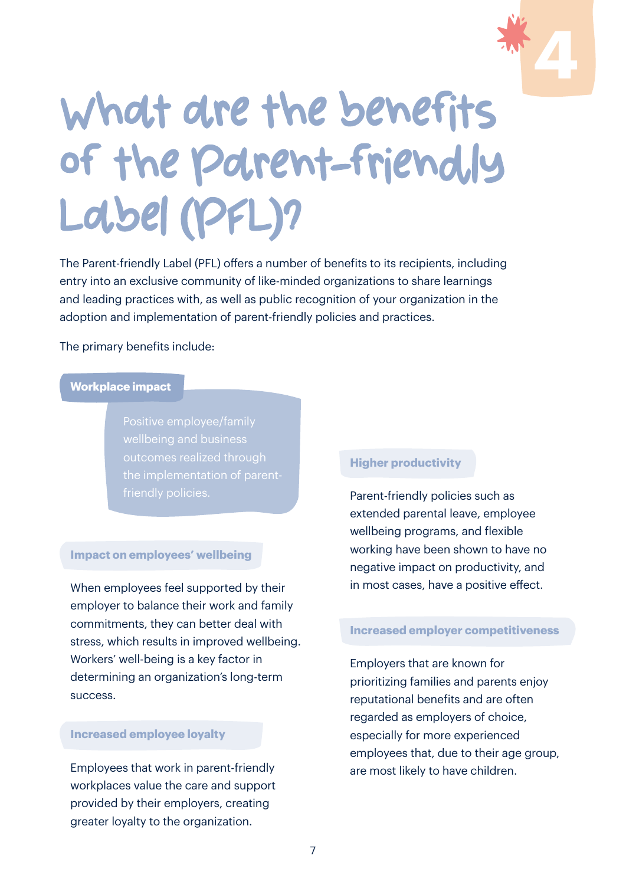# What are the benefits of the Parent-friendly Label (PFL)?

The Parent-friendly Label (PFL) offers a number of benefits to its recipients, including entry into an exclusive community of like-minded organizations to share learnings and leading practices with, as well as public recognition of your organization in the adoption and implementation of parent-friendly policies and practices.

The primary benefits include:

### Workplace impact

Positive employee/family wellbeing and business outcomes realized through the implementation of parent-friendly policies.

### Impact on employees' wellbeing

When employees feel supported by their employer to balance their work and family commitments, they can better deal with stress, which results in improved wellbeing. Workers' well-being is a key factor in determining an organization's long-term success.

### Increased employee loyalty

Employees that work in parent-friendly workplaces value the care and support provided by their employers, creating greater loyalty to the organization.

### Higher productivity

Parent-friendly policies such as extended parental leave, employee wellbeing programs, and flexible working have been shown to have no negative impact on productivity, and in most cases, have a positive effect.

### Increased employer competitiveness

Employers that are known for prioritizing families and parents enjoy reputational benefits and are often regarded as employers of choice, especially for more experienced employees that, due to their age group, are most likely to have children.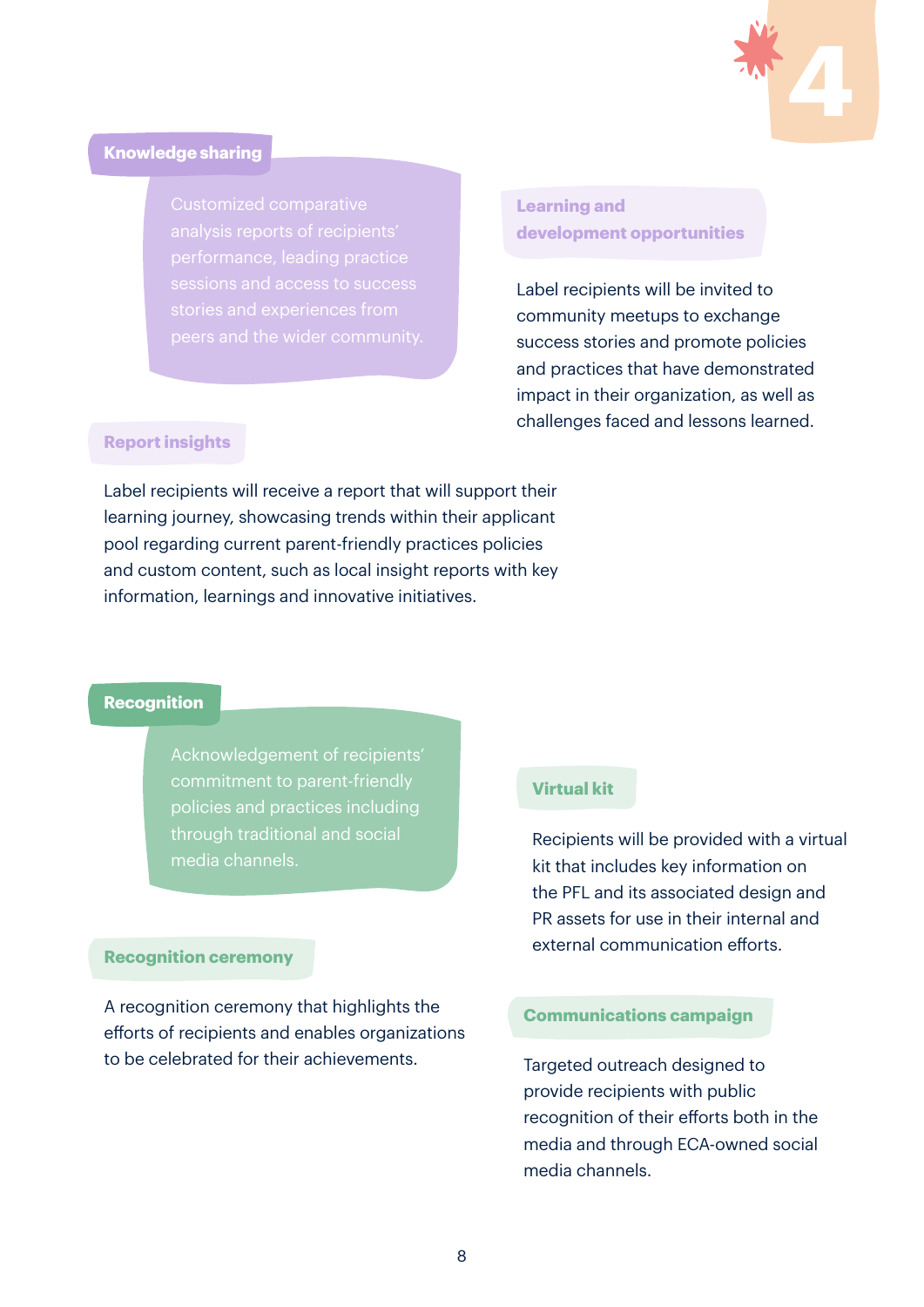## Knowledge sharing

Customized comparative analysis reports of recipients' performance, leading practice sessions and access to success stories and experiences from peers and the wider community.

### Learning and development opportunities

Label recipients will be invited to community meetups to exchange success stories and promote policies and practices that have demonstrated impact in their organization, as well as challenges faced and lessons learned.

### Report insights

Label recipients will receive a report that will support their learning journey, showcasing trends within their applicant pool regarding current parent-friendly practices policies and custom content, such as local insight reports with key information, learnings and innovative initiatives.

## Recognition

Acknowledgement of recipients' commitment to parent-friendly policies and practices including through traditional and social media channels.

### Virtual kit

Recipients will be provided with a virtual kit that includes key information on the PFL and its associated design and PR assets for use in their internal and external communication efforts.

### Recognition ceremony

A recognition ceremony that highlights the efforts of recipients and enables organizations to be celebrated for their achievements.

### Communications campaign

Targeted outreach designed to provide recipients with public recognition of their efforts both in the media and through ECA-owned social media channels.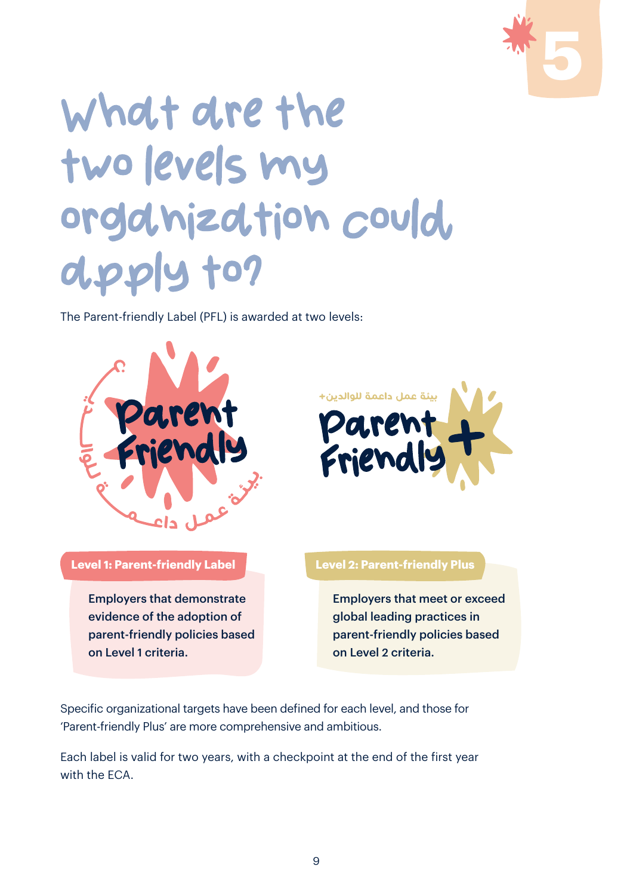# What are the two levels my organization could apply to?

The Parent-friendly Label (PFL) is awarded at two levels:

**Level 1: Parent-friendly Label**

**Employers that demonstrate evidence of the adoption of parent-friendly policies based on Level 1 criteria.**

**Level 2: Parent-friendly Plus**

**Employers that meet or exceed global leading practices in parent-friendly policies based on Level 2 criteria.**

Specific organizational targets have been defined for each level, and those for 'Parent-friendly Plus' are more comprehensive and ambitious.

Each label is valid for two years, with a checkpoint at the end of the first year with the ECA.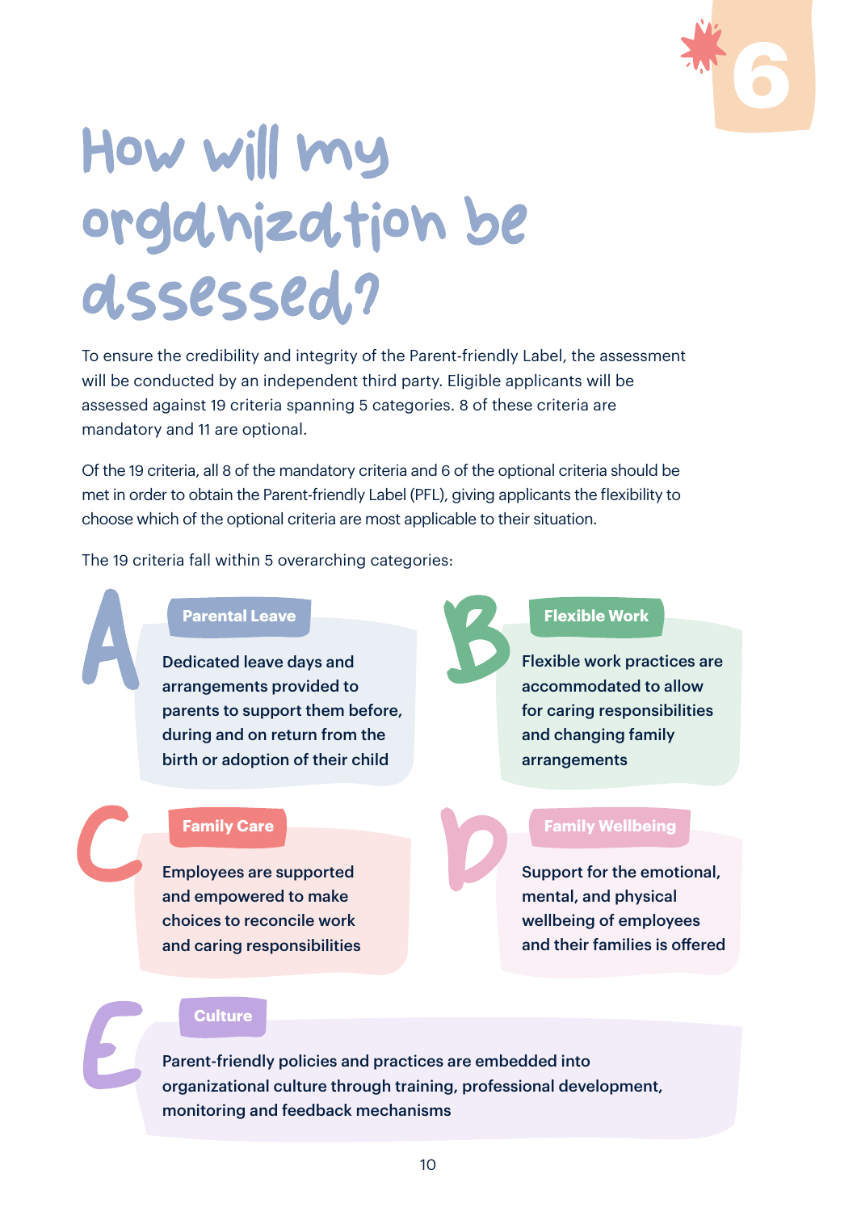# How will my organization be assessed?

To ensure the credibility and integrity of the Parent-friendly Label, the assessment will be conducted by an independent third party. Eligible applicants will be assessed against 19 criteria spanning 5 categories. 8 of these criteria are mandatory and 11 are optional.

Of the 19 criteria, all 8 of the mandatory criteria and 6 of the optional criteria should be met in order to obtain the Parent-friendly Label (PFL), giving applicants the flexibility to choose which of the optional criteria are most applicable to their situation.

The 19 criteria fall within 5 overarching categories:

## A — Parental Leave

Dedicated leave days and arrangements provided to parents to support them before, during and on return from the birth or adoption of their child

## B — Flexible Work

Flexible work practices are accommodated to allow for caring responsibilities and changing family arrangements

## C — Family Care

Employees are supported and empowered to make choices to reconcile work and caring responsibilities

## D — Family Wellbeing

Support for the emotional, mental, and physical wellbeing of employees and their families is offered

## E — Culture

Parent-friendly policies and practices are embedded into organizational culture through training, professional development, monitoring and feedback mechanisms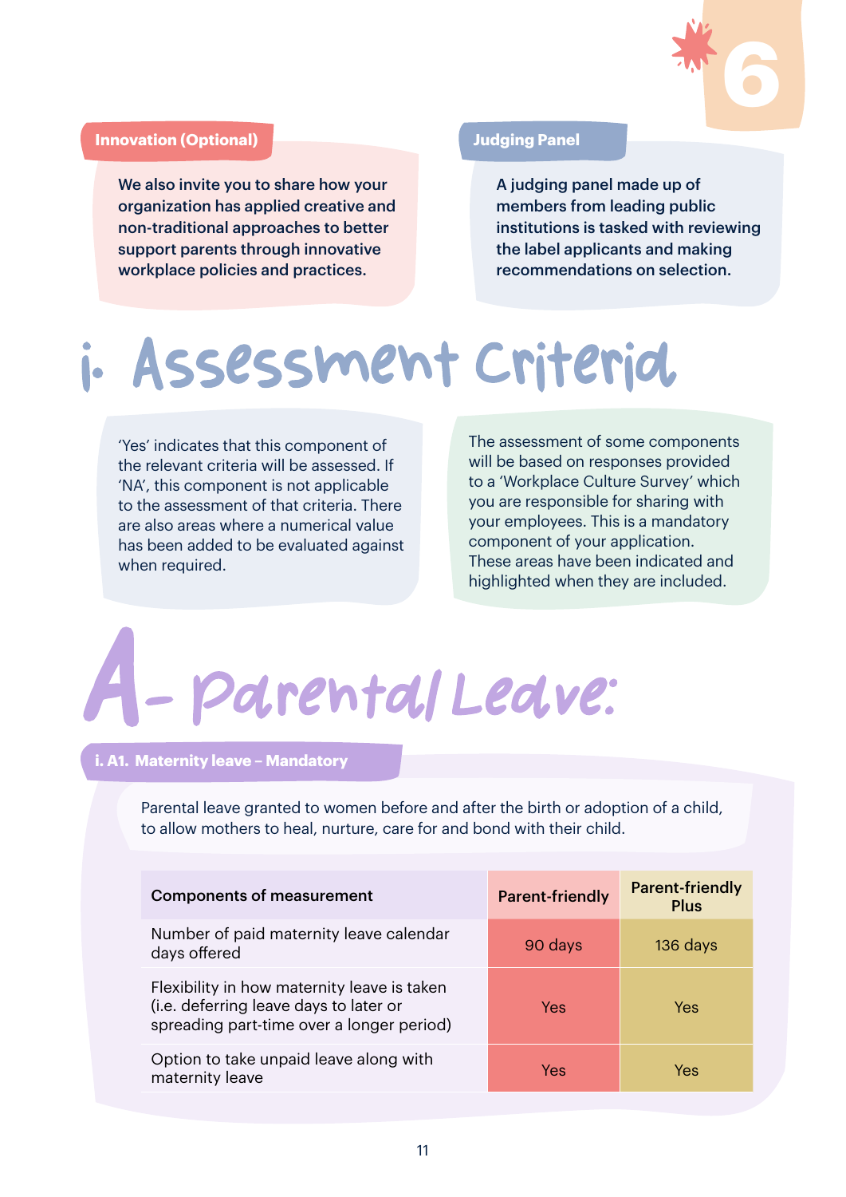**Innovation (Optional)**

We also invite you to share how your organization has applied creative and non-traditional approaches to better support parents through innovative workplace policies and practices.

**Judging Panel**

A judging panel made up of members from leading public institutions is tasked with reviewing the label applicants and making recommendations on selection.

# i. Assessment Criteria

'Yes' indicates that this component of the relevant criteria will be assessed. If 'NA', this component is not applicable to the assessment of that criteria. There are also areas where a numerical value has been added to be evaluated against when required.

The assessment of some components will be based on responses provided to a 'Workplace Culture Survey' which you are responsible for sharing with your employees. This is a mandatory component of your application. These areas have been indicated and highlighted when they are included.

# A- Parental Leave:

### i. A1. Maternity leave – Mandatory

Parental leave granted to women before and after the birth or adoption of a child, to allow mothers to heal, nurture, care for and bond with their child.

| Components of measurement | Parent-friendly | Parent-friendly Plus |
|---|---|---|
| Number of paid maternity leave calendar days offered | 90 days | 136 days |
| Flexibility in how maternity leave is taken (i.e. deferring leave days to later or spreading part-time over a longer period) | Yes | Yes |
| Option to take unpaid leave along with maternity leave | Yes | Yes |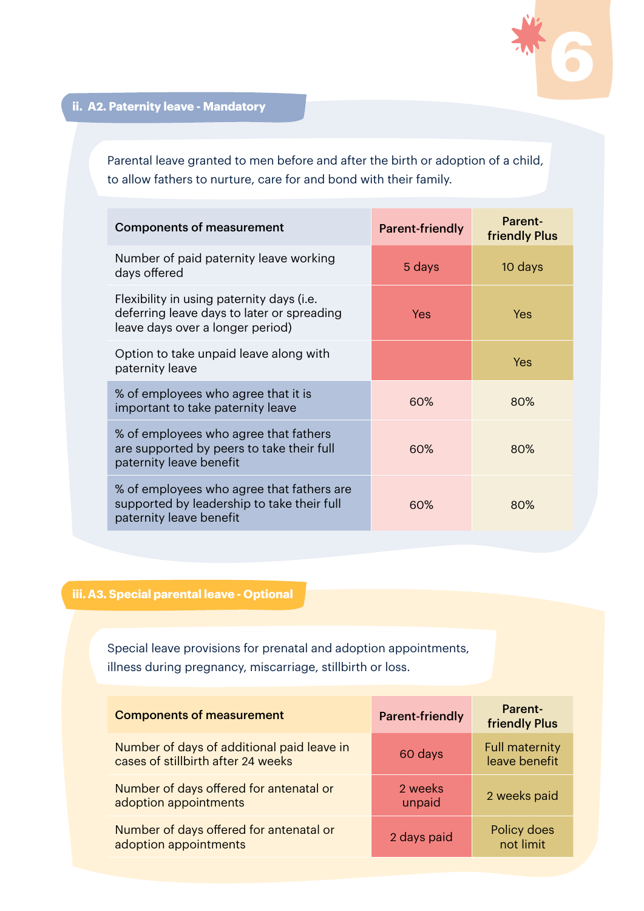## ii. A2. Paternity leave - Mandatory

Parental leave granted to men before and after the birth or adoption of a child, to allow fathers to nurture, care for and bond with their family.

| Components of measurement | Parent-friendly | Parent-friendly Plus |
|---|---|---|
| Number of paid paternity leave working days offered | 5 days | 10 days |
| Flexibility in using paternity days (i.e. deferring leave days to later or spreading leave days over a longer period) | Yes | Yes |
| Option to take unpaid leave along with paternity leave | | Yes |
| % of employees who agree that it is important to take paternity leave | 60% | 80% |
| % of employees who agree that fathers are supported by peers to take their full paternity leave benefit | 60% | 80% |
| % of employees who agree that fathers are supported by leadership to take their full paternity leave benefit | 60% | 80% |

## iii. A3. Special parental leave - Optional

Special leave provisions for prenatal and adoption appointments, illness during pregnancy, miscarriage, stillbirth or loss.

| Components of measurement | Parent-friendly | Parent-friendly Plus |
|---|---|---|
| Number of days of additional paid leave in cases of stillbirth after 24 weeks | 60 days | Full maternity leave benefit |
| Number of days offered for antenatal or adoption appointments | 2 weeks unpaid | 2 weeks paid |
| Number of days offered for antenatal or adoption appointments | 2 days paid | Policy does not limit |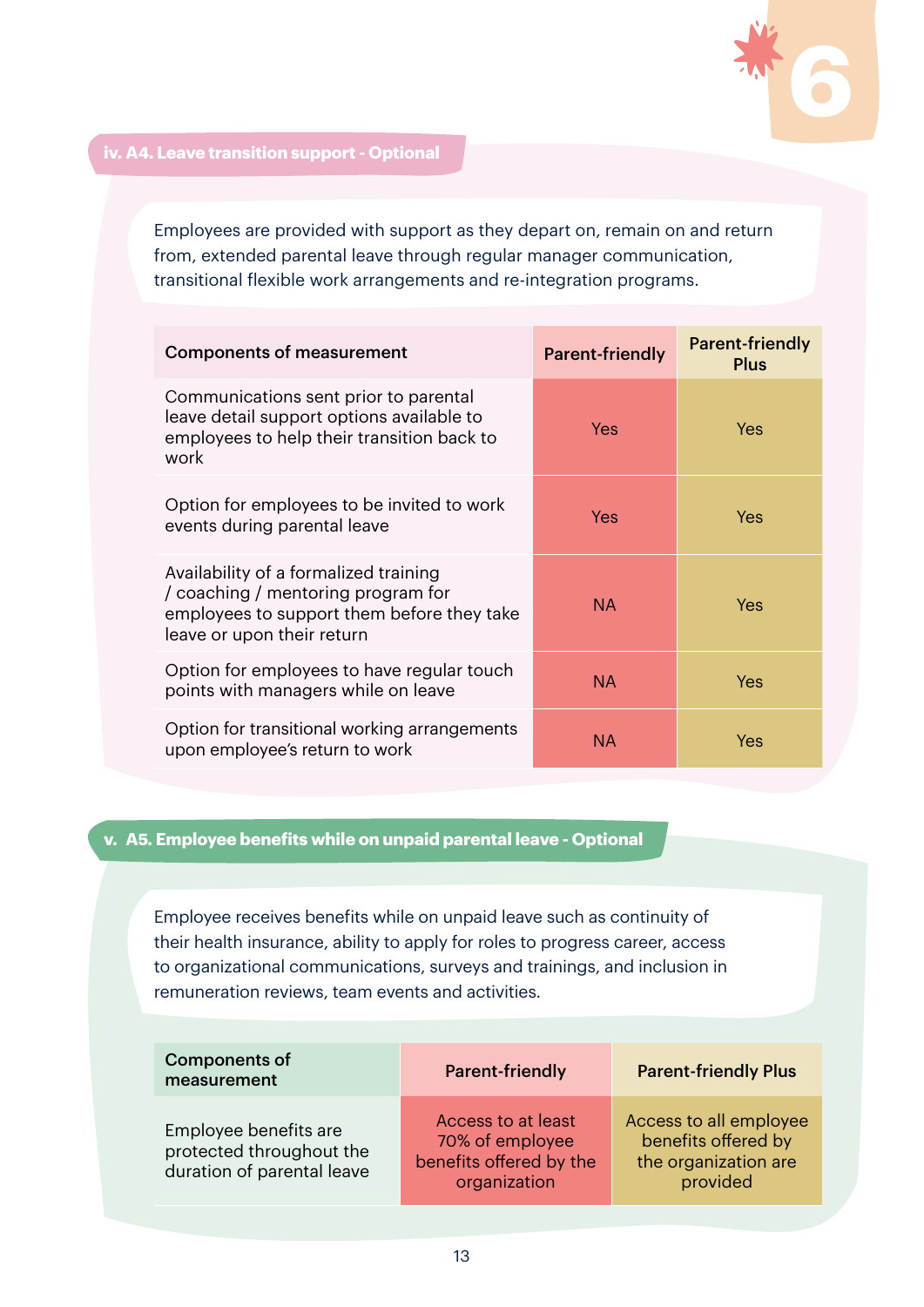## iv. A4. Leave transition support - Optional

Employees are provided with support as they depart on, remain on and return from, extended parental leave through regular manager communication, transitional flexible work arrangements and re-integration programs.

| Components of measurement | Parent-friendly | Parent-friendly Plus |
|---|---|---|
| Communications sent prior to parental leave detail support options available to employees to help their transition back to work | Yes | Yes |
| Option for employees to be invited to work events during parental leave | Yes | Yes |
| Availability of a formalized training / coaching / mentoring program for employees to support them before they take leave or upon their return | NA | Yes |
| Option for employees to have regular touch points with managers while on leave | NA | Yes |
| Option for transitional working arrangements upon employee's return to work | NA | Yes |

## v. A5. Employee benefits while on unpaid parental leave - Optional

Employee receives benefits while on unpaid leave such as continuity of their health insurance, ability to apply for roles to progress career, access to organizational communications, surveys and trainings, and inclusion in remuneration reviews, team events and activities.

| Components of measurement | Parent-friendly | Parent-friendly Plus |
|---|---|---|
| Employee benefits are protected throughout the duration of parental leave | Access to at least 70% of employee benefits offered by the organization | Access to all employee benefits offered by the organization are provided |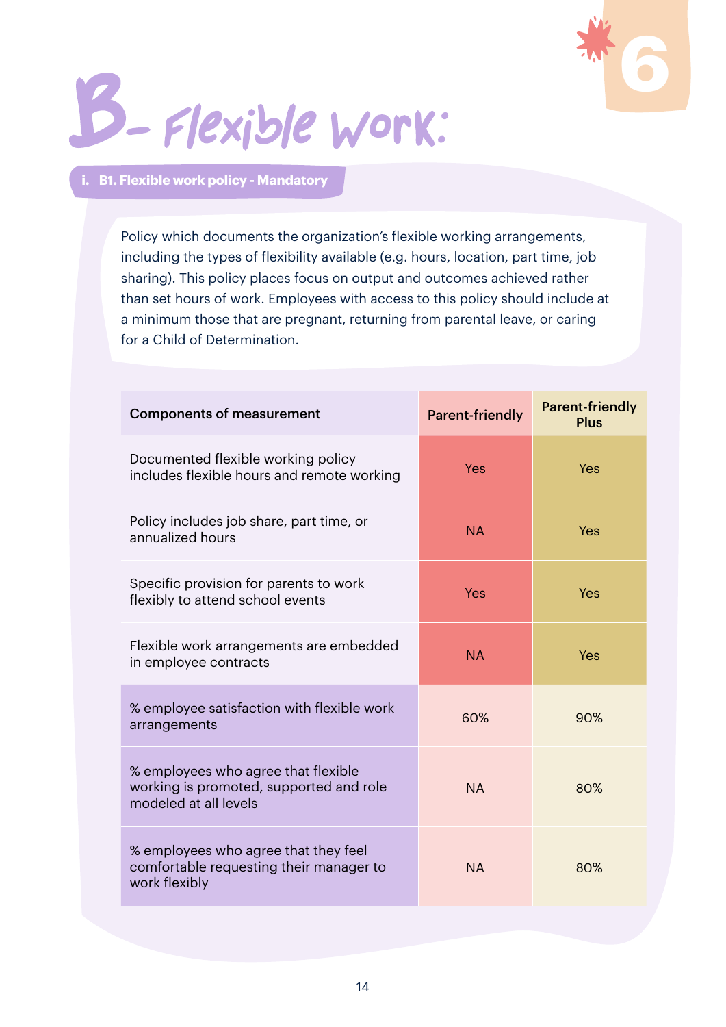# B- Flexible work:

## i. B1. Flexible work policy - Mandatory

Policy which documents the organization's flexible working arrangements, including the types of flexibility available (e.g. hours, location, part time, job sharing). This policy places focus on output and outcomes achieved rather than set hours of work. Employees with access to this policy should include at a minimum those that are pregnant, returning from parental leave, or caring for a Child of Determination.

| Components of measurement | Parent-friendly | Parent-friendly Plus |
|---|---|---|
| Documented flexible working policy includes flexible hours and remote working | Yes | Yes |
| Policy includes job share, part time, or annualized hours | NA | Yes |
| Specific provision for parents to work flexibly to attend school events | Yes | Yes |
| Flexible work arrangements are embedded in employee contracts | NA | Yes |
| % employee satisfaction with flexible work arrangements | 60% | 90% |
| % employees who agree that flexible working is promoted, supported and role modeled at all levels | NA | 80% |
| % employees who agree that they feel comfortable requesting their manager to work flexibly | NA | 80% |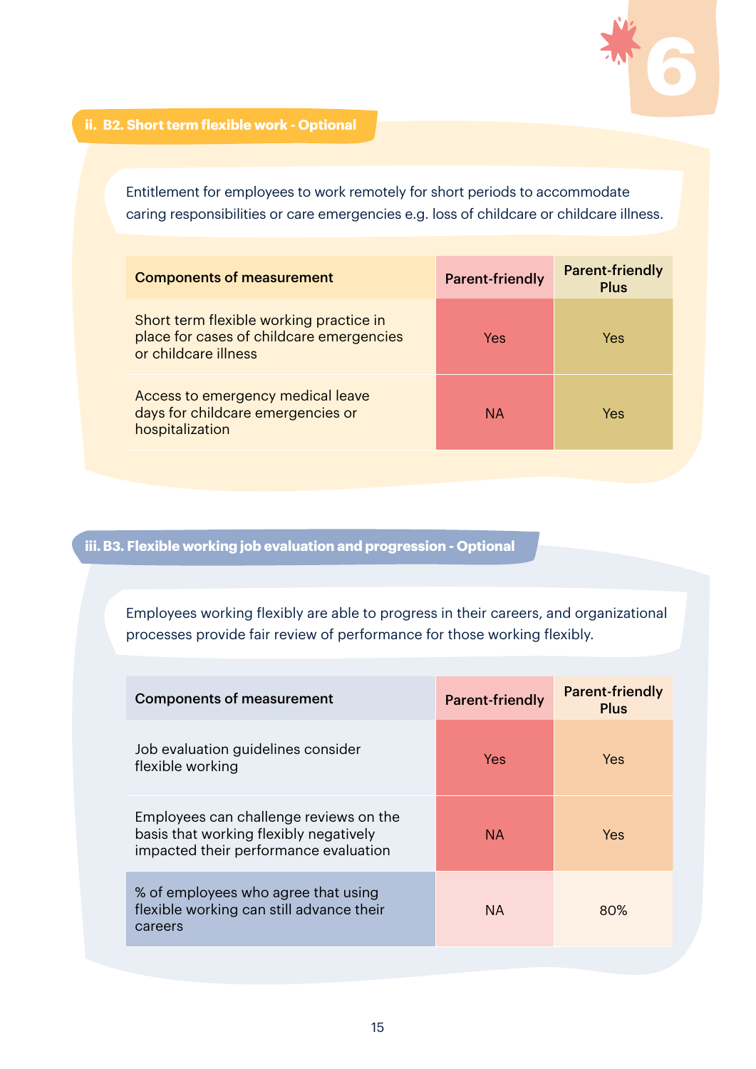### ii. B2. Short term flexible work - Optional

Entitlement for employees to work remotely for short periods to accommodate caring responsibilities or care emergencies e.g. loss of childcare or childcare illness.

| Components of measurement | Parent-friendly | Parent-friendly Plus |
|---|---|---|
| Short term flexible working practice in place for cases of childcare emergencies or childcare illness | Yes | Yes |
| Access to emergency medical leave days for childcare emergencies or hospitalization | NA | Yes |

### iii. B3. Flexible working job evaluation and progression - Optional

Employees working flexibly are able to progress in their careers, and organizational processes provide fair review of performance for those working flexibly.

| Components of measurement | Parent-friendly | Parent-friendly Plus |
|---|---|---|
| Job evaluation guidelines consider flexible working | Yes | Yes |
| Employees can challenge reviews on the basis that working flexibly negatively impacted their performance evaluation | NA | Yes |
| % of employees who agree that using flexible working can still advance their careers | NA | 80% |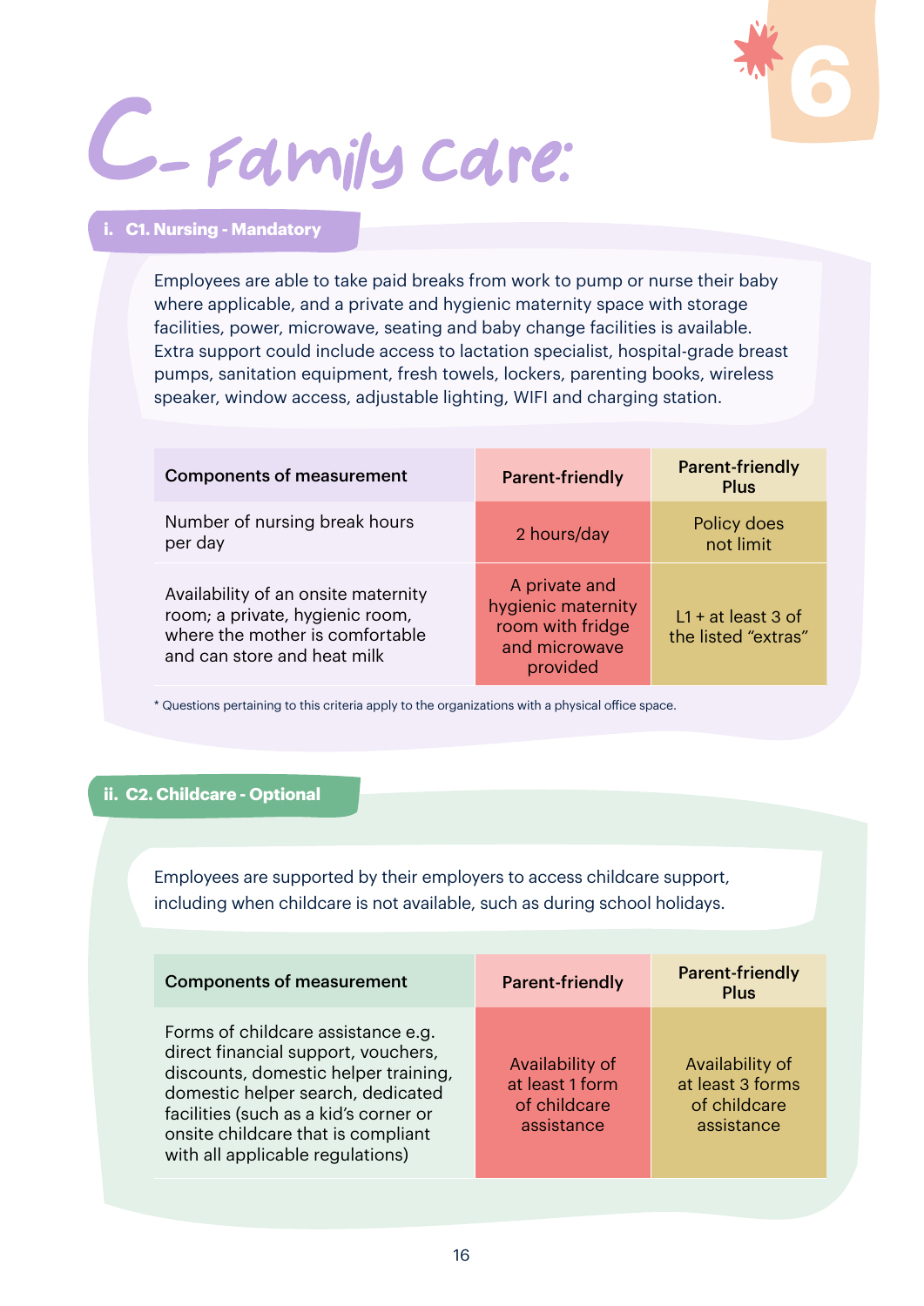# C- Family Care:

## i. C1. Nursing - Mandatory

Employees are able to take paid breaks from work to pump or nurse their baby where applicable, and a private and hygienic maternity space with storage facilities, power, microwave, seating and baby change facilities is available. Extra support could include access to lactation specialist, hospital-grade breast pumps, sanitation equipment, fresh towels, lockers, parenting books, wireless speaker, window access, adjustable lighting, WIFI and charging station.

| Components of measurement | Parent-friendly | Parent-friendly Plus |
|---|---|---|
| Number of nursing break hours per day | 2 hours/day | Policy does not limit |
| Availability of an onsite maternity room; a private, hygienic room, where the mother is comfortable and can store and heat milk | A private and hygienic maternity room with fridge and microwave provided | L1 + at least 3 of the listed "extras" |

* Questions pertaining to this criteria apply to the organizations with a physical office space.

## ii. C2. Childcare - Optional

Employees are supported by their employers to access childcare support, including when childcare is not available, such as during school holidays.

| Components of measurement | Parent-friendly | Parent-friendly Plus |
|---|---|---|
| Forms of childcare assistance e.g. direct financial support, vouchers, discounts, domestic helper training, domestic helper search, dedicated facilities (such as a kid's corner or onsite childcare that is compliant with all applicable regulations) | Availability of at least 1 form of childcare assistance | Availability of at least 3 forms of childcare assistance |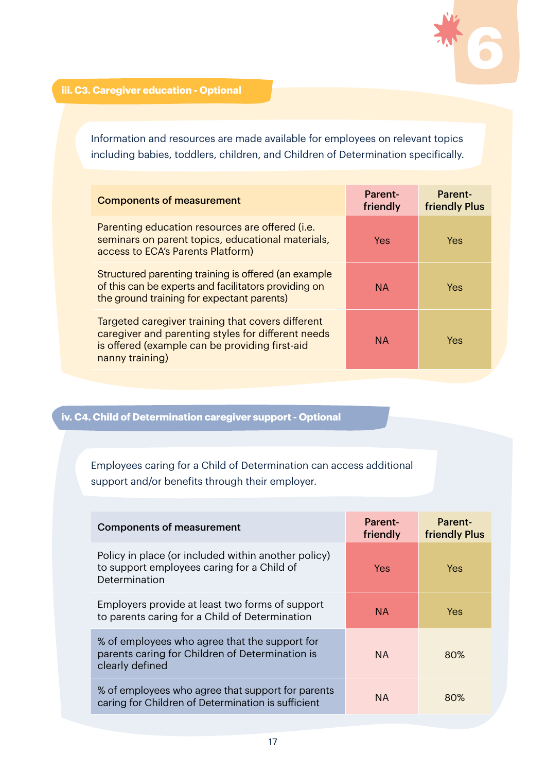### iii. C3. Caregiver education - Optional

Information and resources are made available for employees on relevant topics including babies, toddlers, children, and Children of Determination specifically.

| Components of measurement | Parent-friendly | Parent-friendly Plus |
|---|---|---|
| Parenting education resources are offered (i.e. seminars on parent topics, educational materials, access to ECA's Parents Platform) | Yes | Yes |
| Structured parenting training is offered (an example of this can be experts and facilitators providing on the ground training for expectant parents) | NA | Yes |
| Targeted caregiver training that covers different caregiver and parenting styles for different needs is offered (example can be providing first-aid nanny training) | NA | Yes |

### iv. C4. Child of Determination caregiver support - Optional

Employees caring for a Child of Determination can access additional support and/or benefits through their employer.

| Components of measurement | Parent-friendly | Parent-friendly Plus |
|---|---|---|
| Policy in place (or included within another policy) to support employees caring for a Child of Determination | Yes | Yes |
| Employers provide at least two forms of support to parents caring for a Child of Determination | NA | Yes |
| % of employees who agree that the support for parents caring for Children of Determination is clearly defined | NA | 80% |
| % of employees who agree that support for parents caring for Children of Determination is sufficient | NA | 80% |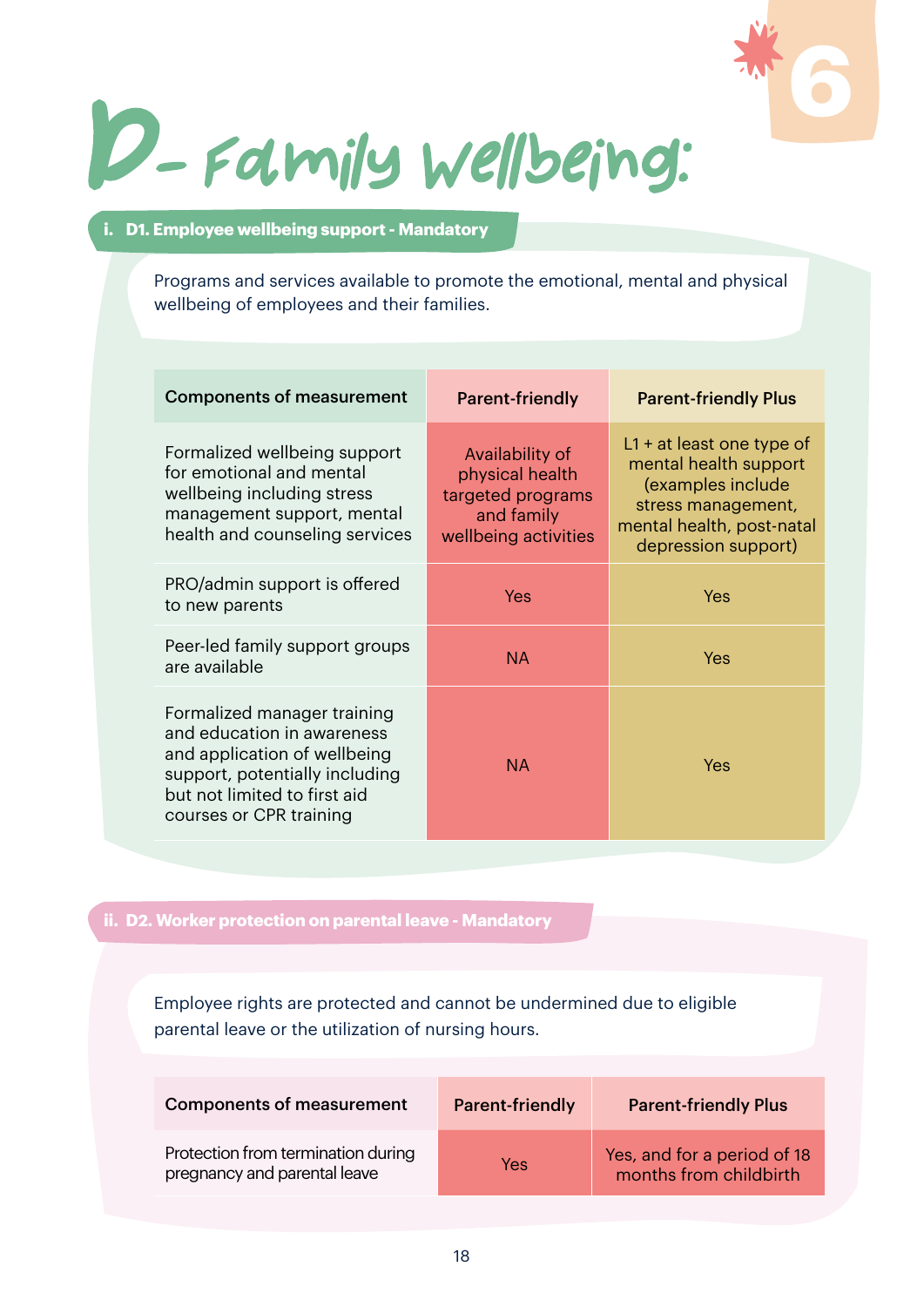# D- Family Wellbeing:

## i. D1. Employee wellbeing support - Mandatory

Programs and services available to promote the emotional, mental and physical wellbeing of employees and their families.

| Components of measurement | Parent-friendly | Parent-friendly Plus |
|---|---|---|
| Formalized wellbeing support for emotional and mental wellbeing including stress management support, mental health and counseling services | Availability of physical health targeted programs and family wellbeing activities | L1 + at least one type of mental health support (examples include stress management, mental health, post-natal depression support) |
| PRO/admin support is offered to new parents | Yes | Yes |
| Peer-led family support groups are available | NA | Yes |
| Formalized manager training and education in awareness and application of wellbeing support, potentially including but not limited to first aid courses or CPR training | NA | Yes |

## ii. D2. Worker protection on parental leave - Mandatory

Employee rights are protected and cannot be undermined due to eligible parental leave or the utilization of nursing hours.

| Components of measurement | Parent-friendly | Parent-friendly Plus |
|---|---|---|
| Protection from termination during pregnancy and parental leave | Yes | Yes, and for a period of 18 months from childbirth |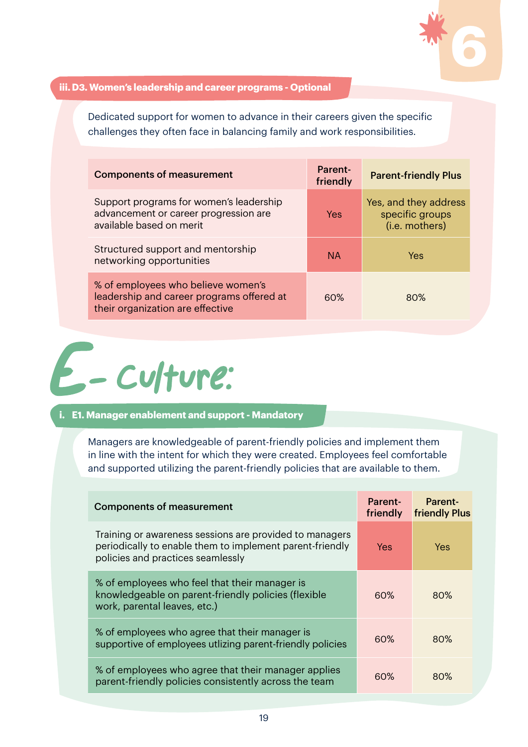### iii. D3. Women's leadership and career programs - Optional

Dedicated support for women to advance in their careers given the specific challenges they often face in balancing family and work responsibilities.

| Components of measurement | Parent-friendly | Parent-friendly Plus |
|---|---|---|
| Support programs for women's leadership advancement or career progression are available based on merit | Yes | Yes, and they address specific groups (i.e. mothers) |
| Structured support and mentorship networking opportunities | NA | Yes |
| % of employees who believe women's leadership and career programs offered at their organization are effective | 60% | 80% |

# E- Culture:

### i. E1. Manager enablement and support - Mandatory

Managers are knowledgeable of parent-friendly policies and implement them in line with the intent for which they were created. Employees feel comfortable and supported utilizing the parent-friendly policies that are available to them.

| Components of measurement | Parent-friendly | Parent-friendly Plus |
|---|---|---|
| Training or awareness sessions are provided to managers periodically to enable them to implement parent-friendly policies and practices seamlessly | Yes | Yes |
| % of employees who feel that their manager is knowledgeable on parent-friendly policies (flexible work, parental leaves, etc.) | 60% | 80% |
| % of employees who agree that their manager is supportive of employees utlizing parent-friendly policies | 60% | 80% |
| % of employees who agree that their manager applies parent-friendly policies consistently across the team | 60% | 80% |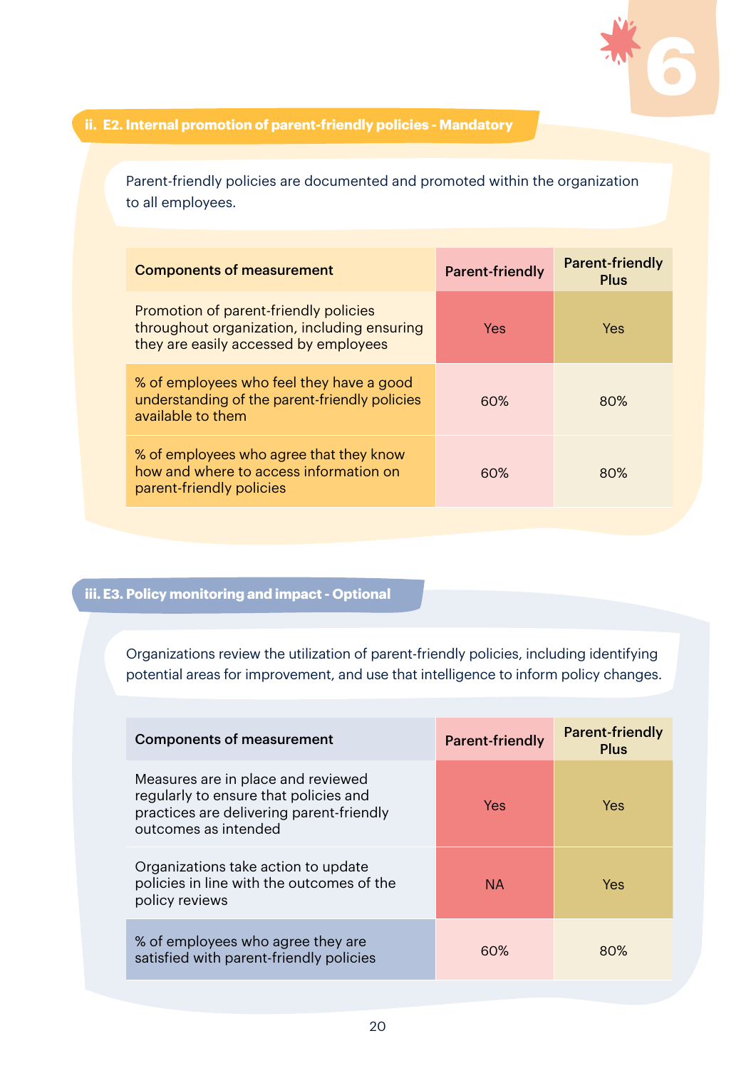### ii. E2. Internal promotion of parent-friendly policies - Mandatory

Parent-friendly policies are documented and promoted within the organization to all employees.

| Components of measurement | Parent-friendly | Parent-friendly Plus |
|---|---|---|
| Promotion of parent-friendly policies throughout organization, including ensuring they are easily accessed by employees | Yes | Yes |
| % of employees who feel they have a good understanding of the parent-friendly policies available to them | 60% | 80% |
| % of employees who agree that they know how and where to access information on parent-friendly policies | 60% | 80% |

### iii. E3. Policy monitoring and impact - Optional

Organizations review the utilization of parent-friendly policies, including identifying potential areas for improvement, and use that intelligence to inform policy changes.

| Components of measurement | Parent-friendly | Parent-friendly Plus |
|---|---|---|
| Measures are in place and reviewed regularly to ensure that policies and practices are delivering parent-friendly outcomes as intended | Yes | Yes |
| Organizations take action to update policies in line with the outcomes of the policy reviews | NA | Yes |
| % of employees who agree they are satisfied with parent-friendly policies | 60% | 80% |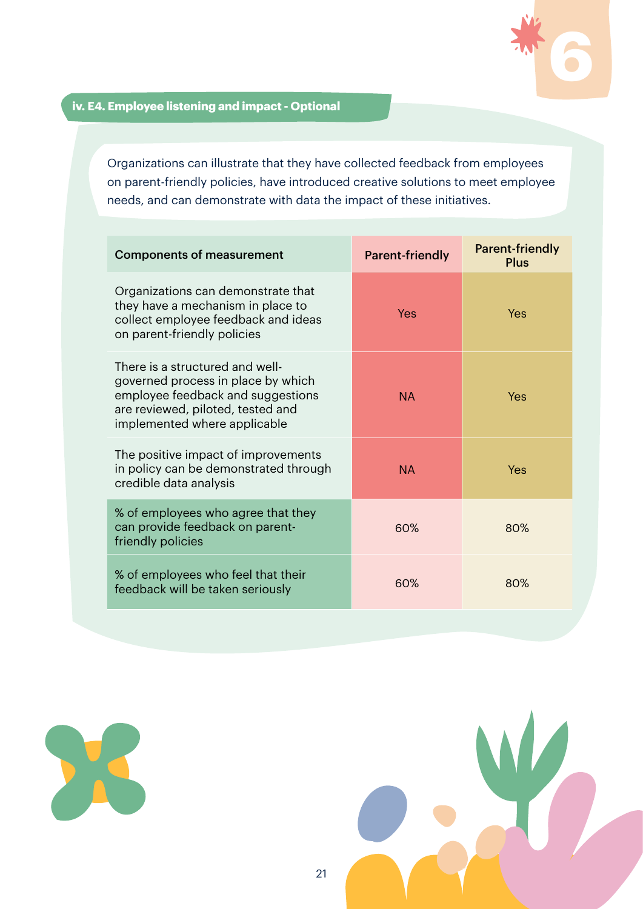### iv. E4. Employee listening and impact - Optional

Organizations can illustrate that they have collected feedback from employees on parent-friendly policies, have introduced creative solutions to meet employee needs, and can demonstrate with data the impact of these initiatives.

| Components of measurement | Parent-friendly | Parent-friendly Plus |
|---|---|---|
| Organizations can demonstrate that they have a mechanism in place to collect employee feedback and ideas on parent-friendly policies | Yes | Yes |
| There is a structured and well-governed process in place by which employee feedback and suggestions are reviewed, piloted, tested and implemented where applicable | NA | Yes |
| The positive impact of improvements in policy can be demonstrated through credible data analysis | NA | Yes |
| % of employees who agree that they can provide feedback on parent-friendly policies | 60% | 80% |
| % of employees who feel that their feedback will be taken seriously | 60% | 80% |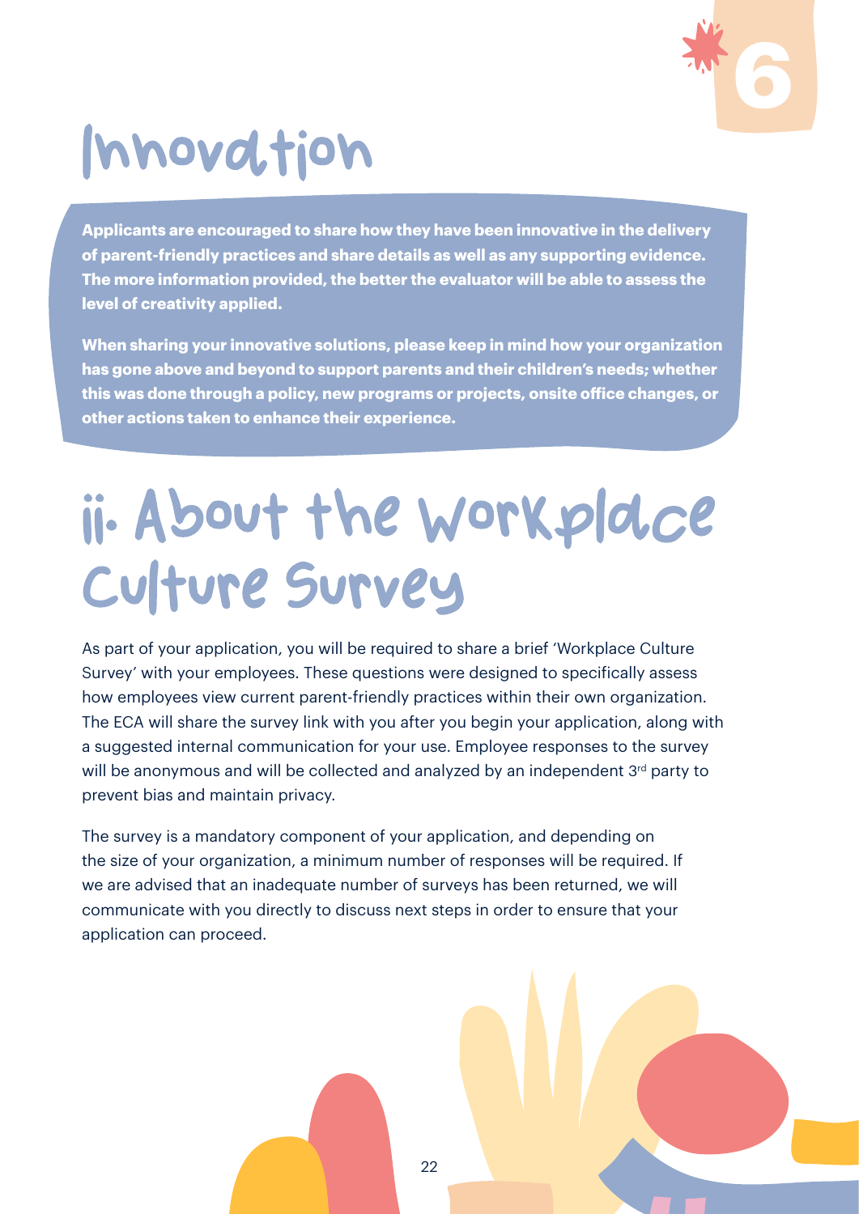# Innovation

**Applicants are encouraged to share how they have been innovative in the delivery of parent-friendly practices and share details as well as any supporting evidence. The more information provided, the better the evaluator will be able to assess the level of creativity applied.**

**When sharing your innovative solutions, please keep in mind how your organization has gone above and beyond to support parents and their children's needs; whether this was done through a policy, new programs or projects, onsite office changes, or other actions taken to enhance their experience.**

# ii. About the Workplace Culture Survey

As part of your application, you will be required to share a brief 'Workplace Culture Survey' with your employees. These questions were designed to specifically assess how employees view current parent-friendly practices within their own organization. The ECA will share the survey link with you after you begin your application, along with a suggested internal communication for your use. Employee responses to the survey will be anonymous and will be collected and analyzed by an independent 3rd party to prevent bias and maintain privacy.

The survey is a mandatory component of your application, and depending on the size of your organization, a minimum number of responses will be required. If we are advised that an inadequate number of surveys has been returned, we will communicate with you directly to discuss next steps in order to ensure that your application can proceed.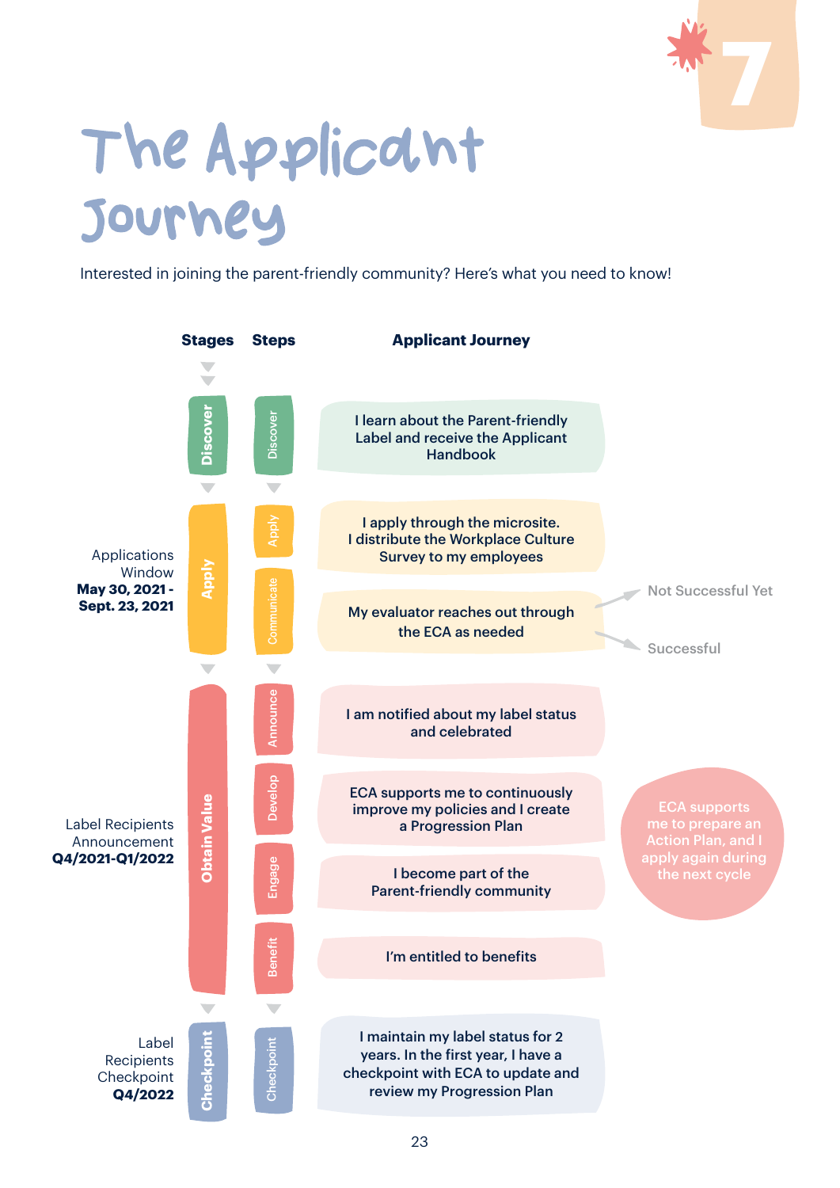# The Applicant Journey

Interested in joining the parent-friendly community? Here's what you need to know!

| Timeline | Stages | Steps | Applicant Journey |
|---|---|---|---|
| | Discover | Discover | I learn about the Parent-friendly Label and receive the Applicant Handbook |
| Applications Window **May 30, 2021 - Sept. 23, 2021** | Apply | Apply | I apply through the microsite. I distribute the Workplace Culture Survey to my employees |
| | | Communicate | My evaluator reaches out through the ECA as needed → Not Successful Yet / Successful |
| Label Recipients Announcement **Q4/2021-Q1/2022** | Obtain Value | Announce | I am notified about my label status and celebrated |
| | | Develop | ECA supports me to continuously improve my policies and I create a Progression Plan |
| | | Engage | I become part of the Parent-friendly community |
| | | Benefit | I'm entitled to benefits |
| Label Recipients Checkpoint **Q4/2022** | Checkpoint | Checkpoint | I maintain my label status for 2 years. In the first year, I have a checkpoint with ECA to update and review my Progression Plan |

Not Successful Yet: ECA supports me to prepare an Action Plan, and I apply again during the next cycle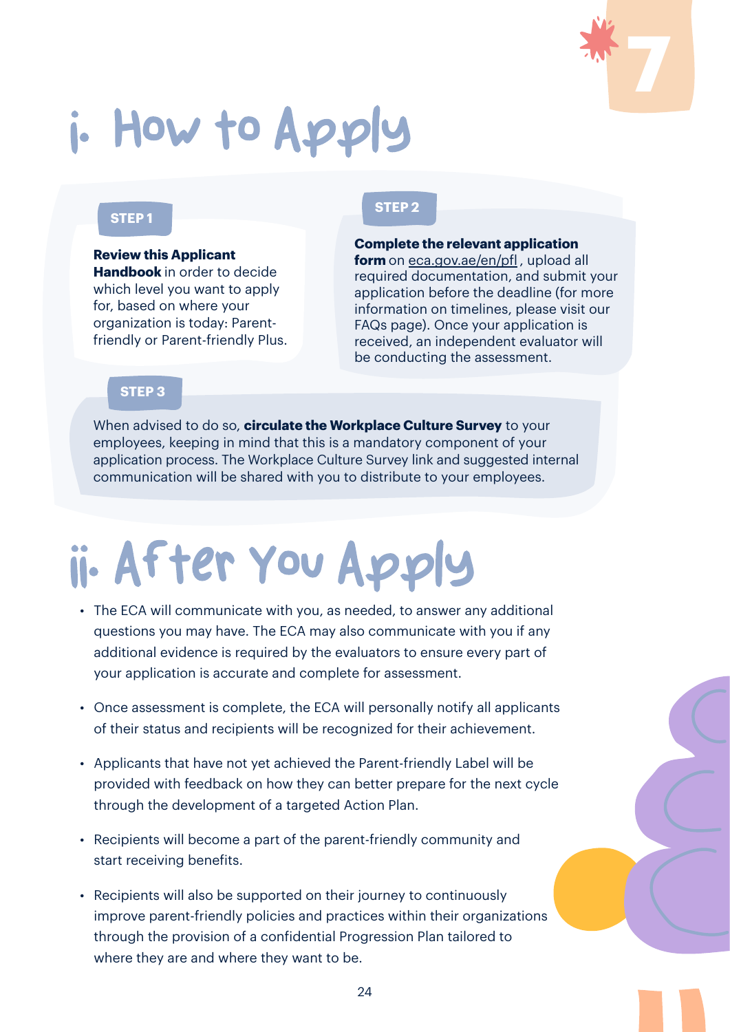## i. How to Apply

**STEP 1**

**Review this Applicant Handbook** in order to decide which level you want to apply for, based on where your organization is today: Parent-friendly or Parent-friendly Plus.

**STEP 2**

**Complete the relevant application form** on eca.gov.ae/en/pfl, upload all required documentation, and submit your application before the deadline (for more information on timelines, please visit our FAQs page). Once your application is received, an independent evaluator will be conducting the assessment.

**STEP 3**

When advised to do so, **circulate the Workplace Culture Survey** to your employees, keeping in mind that this is a mandatory component of your application process. The Workplace Culture Survey link and suggested internal communication will be shared with you to distribute to your employees.

## ii. After You Apply

- The ECA will communicate with you, as needed, to answer any additional questions you may have. The ECA may also communicate with you if any additional evidence is required by the evaluators to ensure every part of your application is accurate and complete for assessment.
- Once assessment is complete, the ECA will personally notify all applicants of their status and recipients will be recognized for their achievement.
- Applicants that have not yet achieved the Parent-friendly Label will be provided with feedback on how they can better prepare for the next cycle through the development of a targeted Action Plan.
- Recipients will become a part of the parent-friendly community and start receiving benefits.
- Recipients will also be supported on their journey to continuously improve parent-friendly policies and practices within their organizations through the provision of a confidential Progression Plan tailored to where they are and where they want to be.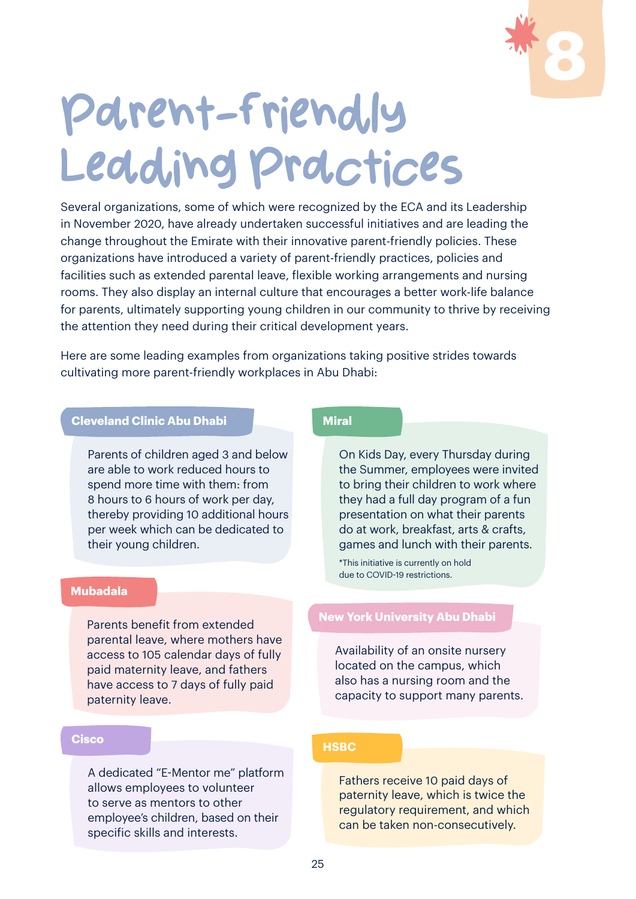# Parent-friendly Leading Practices

Several organizations, some of which were recognized by the ECA and its Leadership in November 2020, have already undertaken successful initiatives and are leading the change throughout the Emirate with their innovative parent-friendly policies. These organizations have introduced a variety of parent-friendly practices, policies and facilities such as extended parental leave, flexible working arrangements and nursing rooms. They also display an internal culture that encourages a better work-life balance for parents, ultimately supporting young children in our community to thrive by receiving the attention they need during their critical development years.

Here are some leading examples from organizations taking positive strides towards cultivating more parent-friendly workplaces in Abu Dhabi:

### Cleveland Clinic Abu Dhabi

Parents of children aged 3 and below are able to work reduced hours to spend more time with them: from 8 hours to 6 hours of work per day, thereby providing 10 additional hours per week which can be dedicated to their young children.

### Mubadala

Parents benefit from extended parental leave, where mothers have access to 105 calendar days of fully paid maternity leave, and fathers have access to 7 days of fully paid paternity leave.

### Cisco

A dedicated "E-Mentor me" platform allows employees to volunteer to serve as mentors to other employee's children, based on their specific skills and interests.

### Miral

On Kids Day, every Thursday during the Summer, employees were invited to bring their children to work where they had a full day program of a fun presentation on what their parents do at work, breakfast, arts & crafts, games and lunch with their parents.

*This initiative is currently on hold due to COVID-19 restrictions.

### New York University Abu Dhabi

Availability of an onsite nursery located on the campus, which also has a nursing room and the capacity to support many parents.

### HSBC

Fathers receive 10 paid days of paternity leave, which is twice the regulatory requirement, and which can be taken non-consecutively.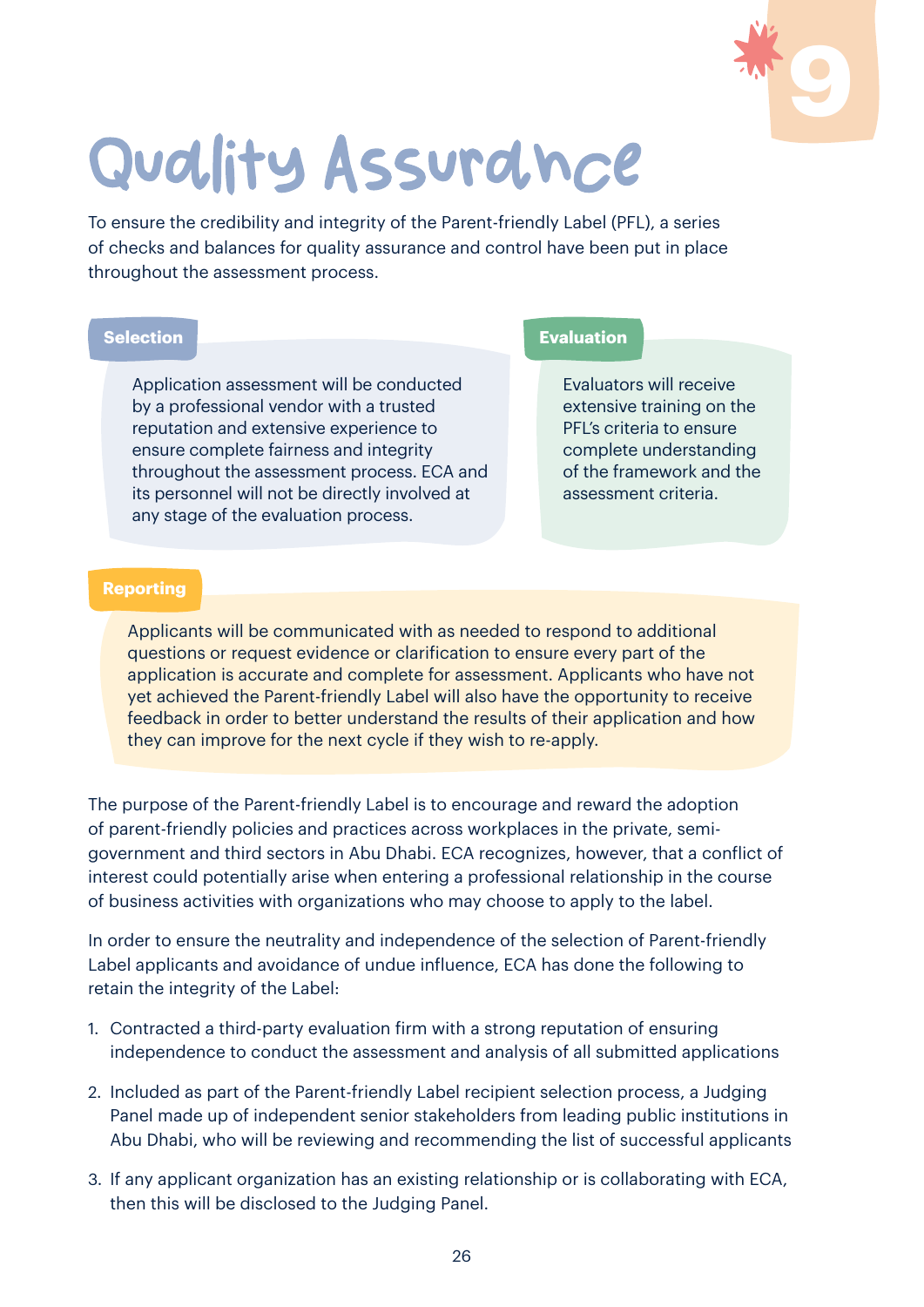# 9

# Quality Assurance

To ensure the credibility and integrity of the Parent-friendly Label (PFL), a series of checks and balances for quality assurance and control have been put in place throughout the assessment process.

### Selection

Application assessment will be conducted by a professional vendor with a trusted reputation and extensive experience to ensure complete fairness and integrity throughout the assessment process. ECA and its personnel will not be directly involved at any stage of the evaluation process.

### Evaluation

Evaluators will receive extensive training on the PFL's criteria to ensure complete understanding of the framework and the assessment criteria.

### Reporting

Applicants will be communicated with as needed to respond to additional questions or request evidence or clarification to ensure every part of the application is accurate and complete for assessment. Applicants who have not yet achieved the Parent-friendly Label will also have the opportunity to receive feedback in order to better understand the results of their application and how they can improve for the next cycle if they wish to re-apply.

The purpose of the Parent-friendly Label is to encourage and reward the adoption of parent-friendly policies and practices across workplaces in the private, semi-government and third sectors in Abu Dhabi. ECA recognizes, however, that a conflict of interest could potentially arise when entering a professional relationship in the course of business activities with organizations who may choose to apply to the label.

In order to ensure the neutrality and independence of the selection of Parent-friendly Label applicants and avoidance of undue influence, ECA has done the following to retain the integrity of the Label:

1. Contracted a third-party evaluation firm with a strong reputation of ensuring independence to conduct the assessment and analysis of all submitted applications
2. Included as part of the Parent-friendly Label recipient selection process, a Judging Panel made up of independent senior stakeholders from leading public institutions in Abu Dhabi, who will be reviewing and recommending the list of successful applicants
3. If any applicant organization has an existing relationship or is collaborating with ECA, then this will be disclosed to the Judging Panel.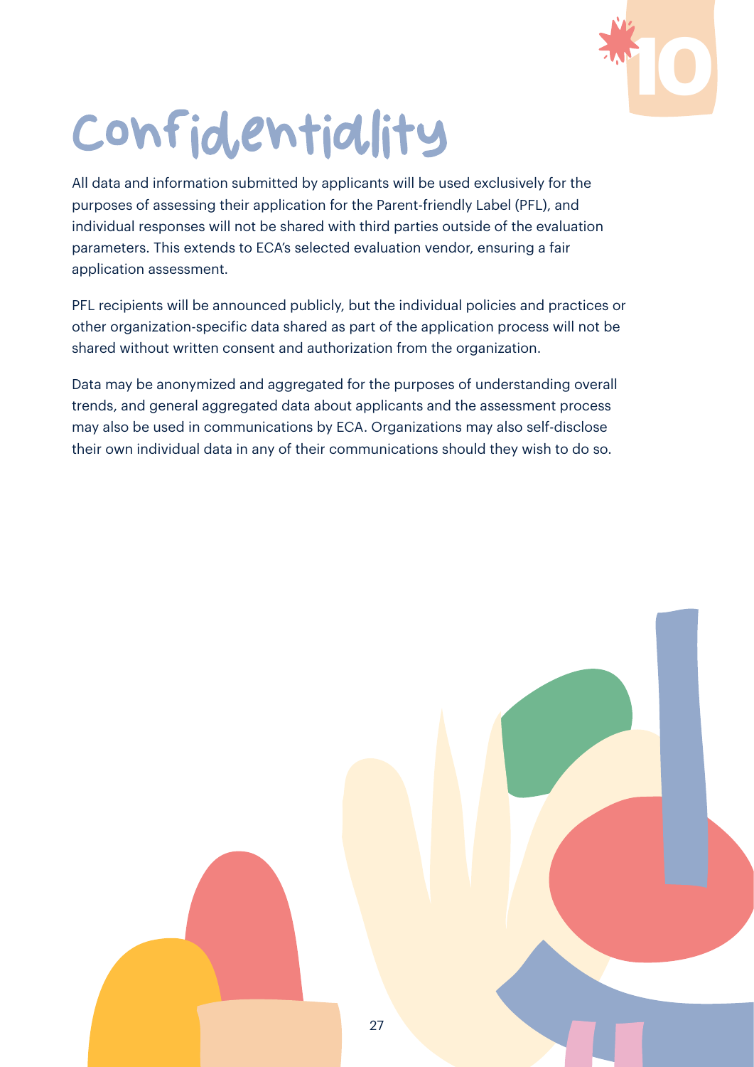# 10 Confidentiality

All data and information submitted by applicants will be used exclusively for the purposes of assessing their application for the Parent-friendly Label (PFL), and individual responses will not be shared with third parties outside of the evaluation parameters. This extends to ECA's selected evaluation vendor, ensuring a fair application assessment.

PFL recipients will be announced publicly, but the individual policies and practices or other organization-specific data shared as part of the application process will not be shared without written consent and authorization from the organization.

Data may be anonymized and aggregated for the purposes of understanding overall trends, and general aggregated data about applicants and the assessment process may also be used in communications by ECA. Organizations may also self-disclose their own individual data in any of their communications should they wish to do so.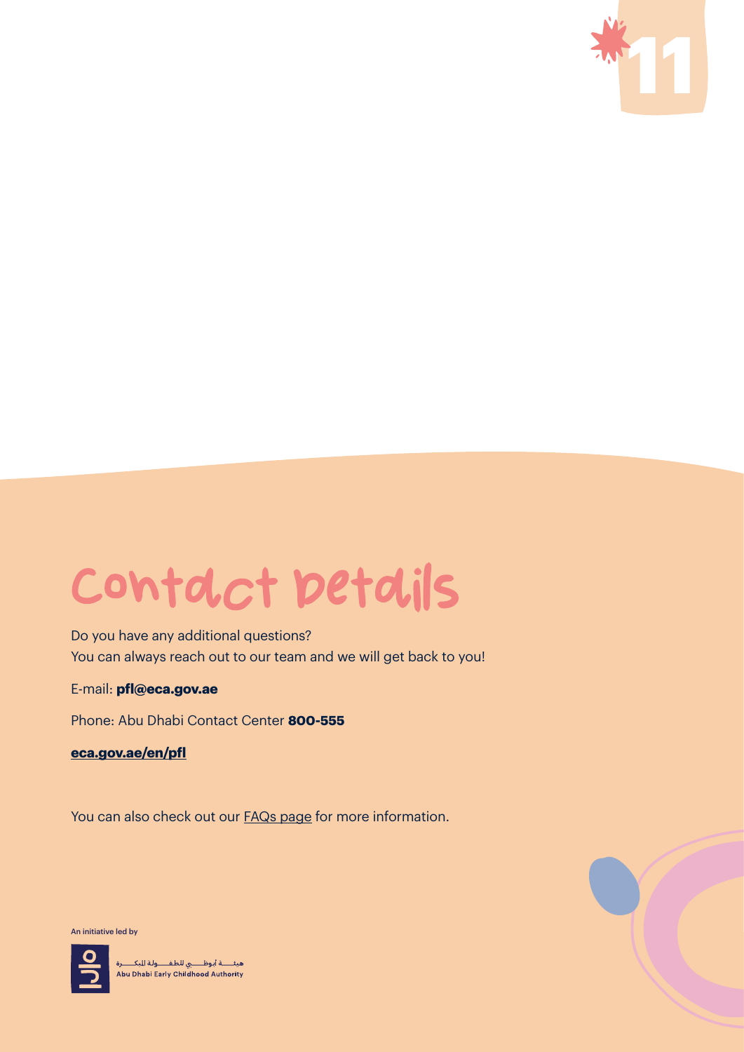# Contact Details

Do you have any additional questions?
You can always reach out to our team and we will get back to you!

E-mail: **pfl@eca.gov.ae**

Phone: Abu Dhabi Contact Center **800-555**

**eca.gov.ae/en/pfl**

You can also check out our FAQs page for more information.

An initiative led by

هيئة أبوظبي للطفولة المبكرة
Abu Dhabi Early Childhood Authority